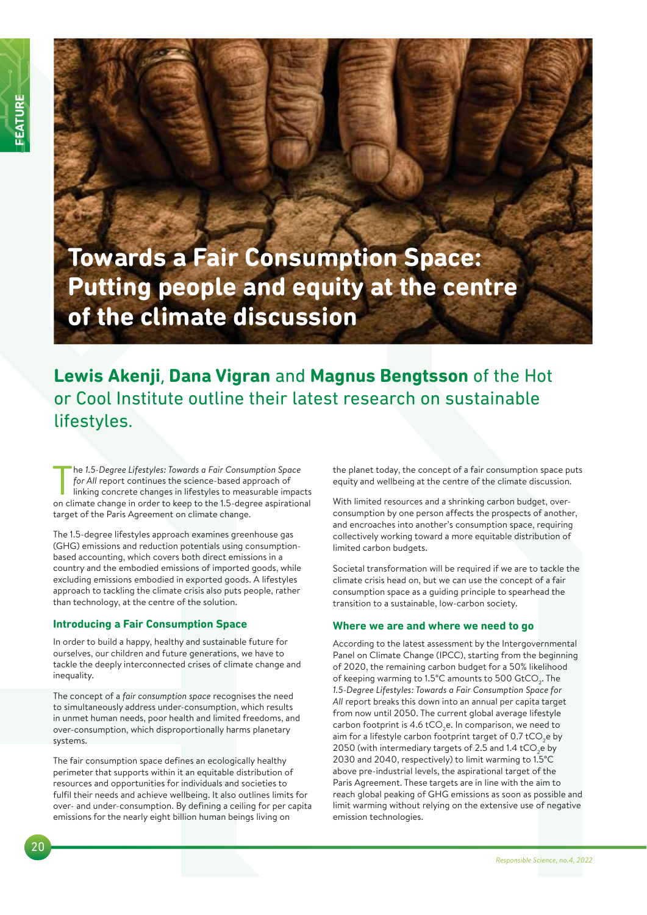# Towards a Fair Consumption Space: Putting people and equity at the centre of the climate discussion

**Lewis Akenji**, **Dana Vigran** and **Magnus Bengtsson** of the Hot or Cool Institute outline their latest research on sustainable lifestyles.

The *1.5-Degree Lifestyles: Towards a Fair Consumption Space for All* report continues the science-based approach of linking concrete changes in lifestyles to measurable impacts on climate change in order to keep to the 1.5-degree aspirational target of the Paris Agreement on climate change.

The 1.5-degree lifestyles approach examines greenhouse gas (GHG) emissions and reduction potentials using consumption-based accounting, which covers both direct emissions in a country and the embodied emissions of imported goods, while excluding emissions embodied in exported goods. A lifestyles approach to tackling the climate crisis also puts people, rather than technology, at the centre of the solution.

### Introducing a Fair Consumption Space

In order to build a happy, healthy and sustainable future for ourselves, our children and future generations, we have to tackle the deeply interconnected crises of climate change and inequality.

The concept of a *fair consumption space* recognises the need to simultaneously address under-consumption, which results in unmet human needs, poor health and limited freedoms, and over-consumption, which disproportionately harms planetary systems.

The fair consumption space defines an ecologically healthy perimeter that supports within it an equitable distribution of resources and opportunities for individuals and societies to fulfil their needs and achieve wellbeing. It also outlines limits for over- and under-consumption. By defining a ceiling for per capita emissions for the nearly eight billion human beings living on the planet today, the concept of a fair consumption space puts equity and wellbeing at the centre of the climate discussion.

With limited resources and a shrinking carbon budget, over-consumption by one person affects the prospects of another, and encroaches into another's consumption space, requiring collectively working toward a more equitable distribution of limited carbon budgets.

Societal transformation will be required if we are to tackle the climate crisis head on, but we can use the concept of a fair consumption space as a guiding principle to spearhead the transition to a sustainable, low-carbon society.

### Where we are and where we need to go

According to the latest assessment by the Intergovernmental Panel on Climate Change (IPCC), starting from the beginning of 2020, the remaining carbon budget for a 50% likelihood of keeping warming to 1.5°C amounts to 500 $GtCO_2$. The *1.5-Degree Lifestyles: Towards a Fair Consumption Space for All* report breaks this down into an annual per capita target from now until 2050. The current global average lifestyle carbon footprint is 4.6 $tCO_2e$. In comparison, we need to aim for a lifestyle carbon footprint target of 0.7 $tCO_2e$ by 2050 (with intermediary targets of 2.5 and 1.4 $tCO_2e$ by 2030 and 2040, respectively) to limit warming to 1.5°C above pre-industrial levels, the aspirational target of the Paris Agreement. These targets are in line with the aim to reach global peaking of GHG emissions as soon as possible and limit warming without relying on the extensive use of negative emission technologies.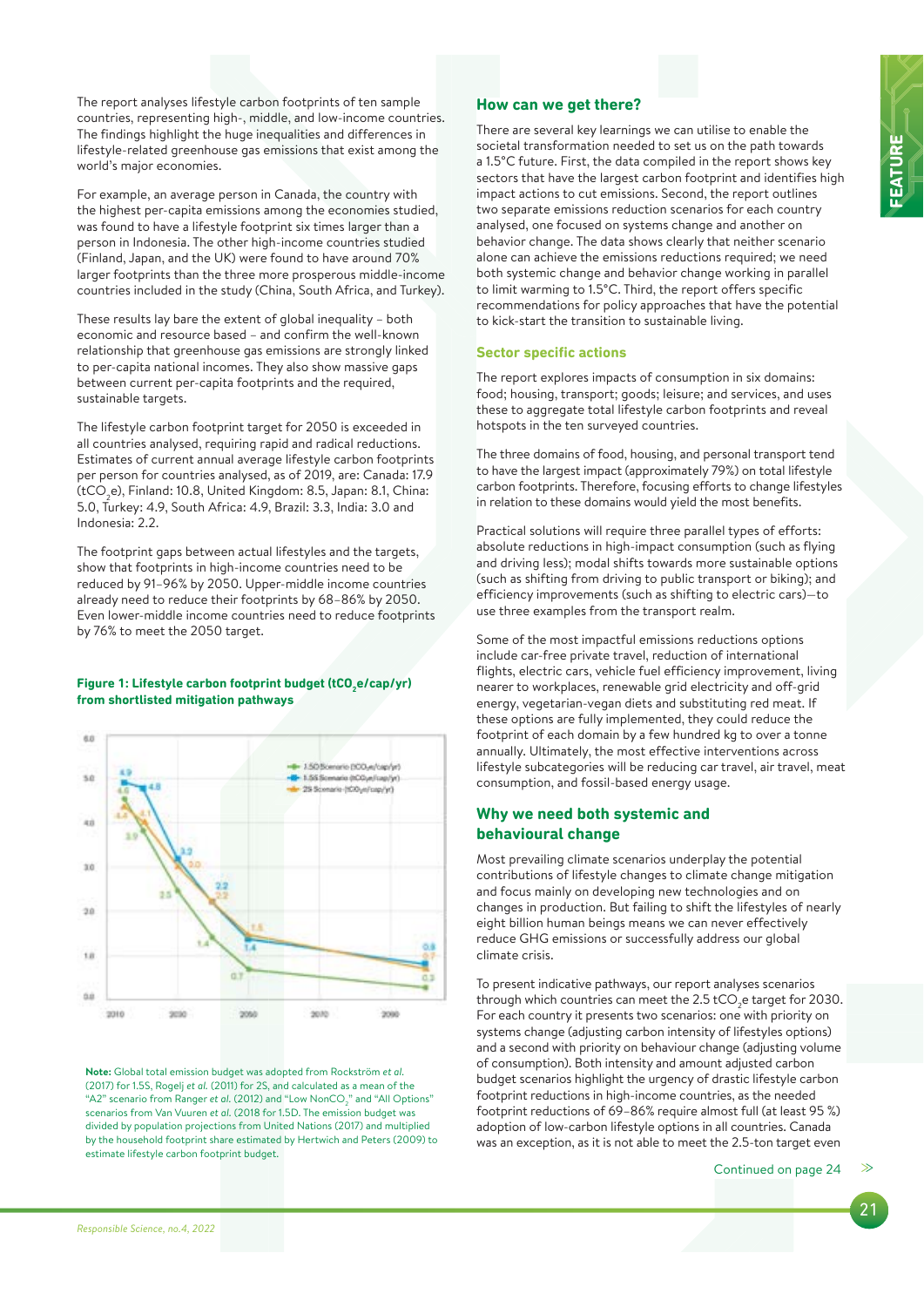The report analyses lifestyle carbon footprints of ten sample countries, representing high-, middle, and low-income countries. The findings highlight the huge inequalities and differences in lifestyle-related greenhouse gas emissions that exist among the world's major economies.

For example, an average person in Canada, the country with the highest per-capita emissions among the economies studied, was found to have a lifestyle footprint six times larger than a person in Indonesia. The other high-income countries studied (Finland, Japan, and the UK) were found to have around 70% larger footprints than the three more prosperous middle-income countries included in the study (China, South Africa, and Turkey).

These results lay bare the extent of global inequality – both economic and resource based – and confirm the well-known relationship that greenhouse gas emissions are strongly linked to per-capita national incomes. They also show massive gaps between current per-capita footprints and the required, sustainable targets.

The lifestyle carbon footprint target for 2050 is exceeded in all countries analysed, requiring rapid and radical reductions. Estimates of current annual average lifestyle carbon footprints per person for countries analysed, as of 2019, are: Canada: 17.9 ($tCO_2e$), Finland: 10.8, United Kingdom: 8.5, Japan: 8.1, China: 5.0, Turkey: 4.9, South Africa: 4.9, Brazil: 3.3, India: 3.0 and Indonesia: 2.2.

The footprint gaps between actual lifestyles and the targets, show that footprints in high-income countries need to be reduced by 91–96% by 2050. Upper-middle income countries already need to reduce their footprints by 68–86% by 2050. Even lower-middle income countries need to reduce footprints by 76% to meet the 2050 target.

**Figure 1: Lifestyle carbon footprint budget ($tCO_2e$/cap/yr) from shortlisted mitigation pathways**

**Note:** Global total emission budget was adopted from Rockström *et al.* (2017) for 1.5S, Rogelj *et al.* (2011) for 2S, and calculated as a mean of the "A2" scenario from Ranger *et al.* (2012) and "Low NonCO$_2$" and "All Options" scenarios from Van Vuuren *et al.* (2018 for 1.5D. The emission budget was divided by population projections from United Nations (2017) and multiplied by the household footprint share estimated by Hertwich and Peters (2009) to estimate lifestyle carbon footprint budget.

## How can we get there?

There are several key learnings we can utilise to enable the societal transformation needed to set us on the path towards a 1.5°C future. First, the data compiled in the report shows key sectors that have the largest carbon footprint and identifies high impact actions to cut emissions. Second, the report outlines two separate emissions reduction scenarios for each country analysed, one focused on systems change and another on behavior change. The data shows clearly that neither scenario alone can achieve the emissions reductions required; we need both systemic change and behavior change working in parallel to limit warming to 1.5°C. Third, the report offers specific recommendations for policy approaches that have the potential to kick-start the transition to sustainable living.

### Sector specific actions

The report explores impacts of consumption in six domains: food; housing, transport; goods; leisure; and services, and uses these to aggregate total lifestyle carbon footprints and reveal hotspots in the ten surveyed countries.

The three domains of food, housing, and personal transport tend to have the largest impact (approximately 79%) on total lifestyle carbon footprints. Therefore, focusing efforts to change lifestyles in relation to these domains would yield the most benefits.

Practical solutions will require three parallel types of efforts: absolute reductions in high-impact consumption (such as flying and driving less); modal shifts towards more sustainable options (such as shifting from driving to public transport or biking); and efficiency improvements (such as shifting to electric cars)—to use three examples from the transport realm.

Some of the most impactful emissions reductions options include car-free private travel, reduction of international flights, electric cars, vehicle fuel efficiency improvement, living nearer to workplaces, renewable grid electricity and off-grid energy, vegetarian-vegan diets and substituting red meat. If these options are fully implemented, they could reduce the footprint of each domain by a few hundred kg to over a tonne annually. Ultimately, the most effective interventions across lifestyle subcategories will be reducing car travel, air travel, meat consumption, and fossil-based energy usage.

## Why we need both systemic and behavioural change

Most prevailing climate scenarios underplay the potential contributions of lifestyle changes to climate change mitigation and focus mainly on developing new technologies and on changes in production. But failing to shift the lifestyles of nearly eight billion human beings means we can never effectively reduce GHG emissions or successfully address our global climate crisis.

To present indicative pathways, our report analyses scenarios through which countries can meet the 2.5 $tCO_2e$ target for 2030. For each country it presents two scenarios: one with priority on systems change (adjusting carbon intensity of lifestyles options) and a second with priority on behaviour change (adjusting volume of consumption). Both intensity and amount adjusted carbon budget scenarios highlight the urgency of drastic lifestyle carbon footprint reductions in high-income countries, as the needed footprint reductions of 69–86% require almost full (at least 95 %) adoption of low-carbon lifestyle options in all countries. Canada was an exception, as it is not able to meet the 2.5-ton target even

Continued on page 24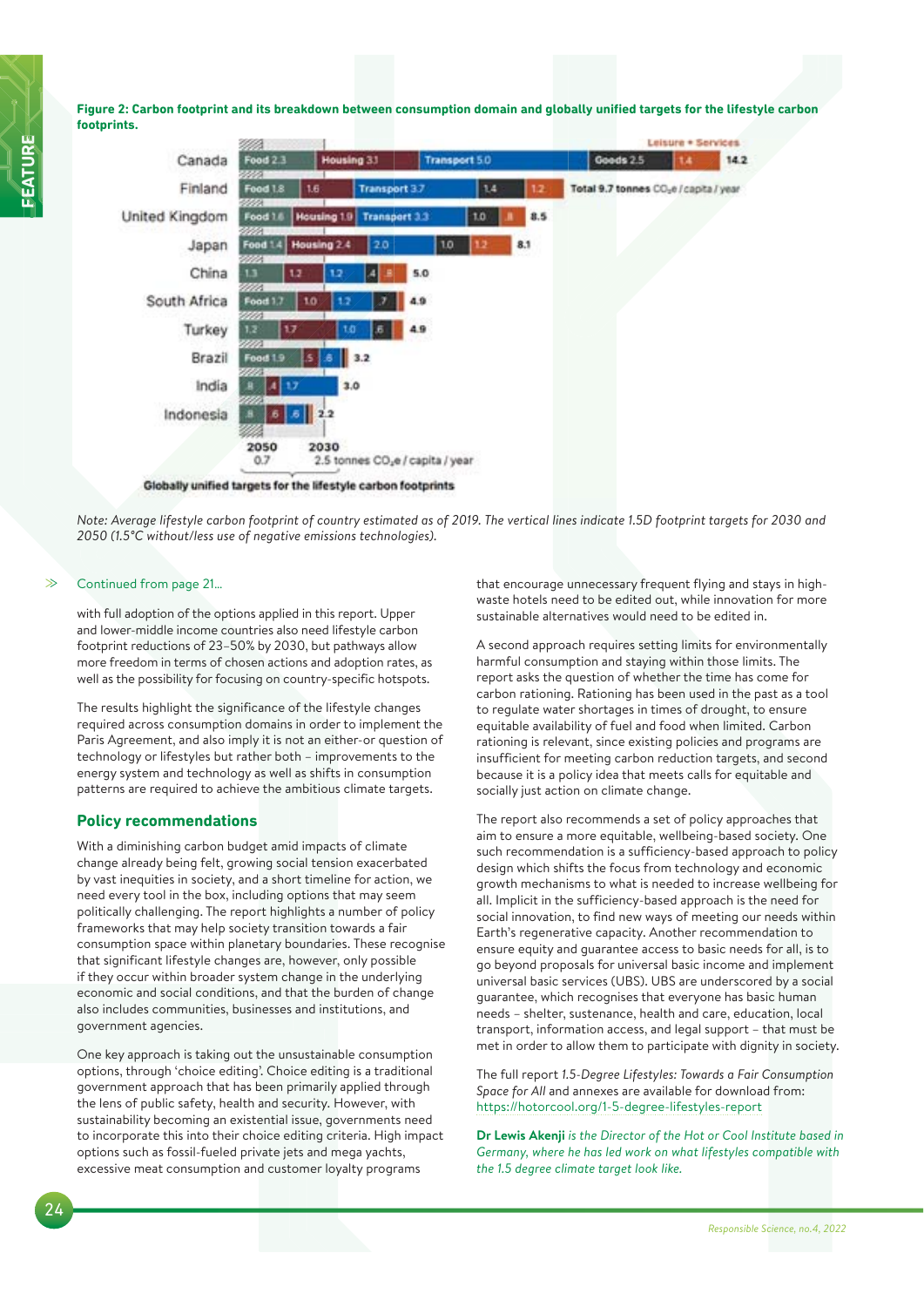**Figure 2: Carbon footprint and its breakdown between consumption domain and globally unified targets for the lifestyle carbon footprints.**

Leisure + Services

Canada: Food 2.3, Housing 3.1, Transport 5.0, Goods 2.5, 1.4, 14.2

Finland: Food 1.8, 1.6, Transport 3.7, 1.4, 1.2, Total 9.7 tonnes $CO_2e$ / capita / year

United Kingdom: Food 1.6, Housing 1.9, Transport 3.3, 1.0, .8, 8.5

Japan: Food 1.4, Housing 2.4, 2.0, 1.0, 1.2, 8.1

China: 1.3, 1.2, 1.2, .4, .8, 5.0

South Africa: Food 1.7, 1.0, 1.2, .7, 4.9

Turkey: 1.2, 1.7, 1.0, .6, 4.9

Brazil: Food 1.9, .5, .6, 3.2

India: .8, .4, 1.7, 3.0

Indonesia: .8, .6, .6, 2.2

2050 0.7

2030 2.5 tonnes $CO_2e$ / capita / year

Globally unified targets for the lifestyle carbon footprints

*Note: Average lifestyle carbon footprint of country estimated as of 2019. The vertical lines indicate 1.5D footprint targets for 2030 and 2050 (1.5°C without/less use of negative emissions technologies).*

Continued from page 21...

with full adoption of the options applied in this report. Upper and lower-middle income countries also need lifestyle carbon footprint reductions of 23–50% by 2030, but pathways allow more freedom in terms of chosen actions and adoption rates, as well as the possibility for focusing on country-specific hotspots.

The results highlight the significance of the lifestyle changes required across consumption domains in order to implement the Paris Agreement, and also imply it is not an either-or question of technology or lifestyles but rather both – improvements to the energy system and technology as well as shifts in consumption patterns are required to achieve the ambitious climate targets.

## Policy recommendations

With a diminishing carbon budget amid impacts of climate change already being felt, growing social tension exacerbated by vast inequities in society, and a short timeline for action, we need every tool in the box, including options that may seem politically challenging. The report highlights a number of policy frameworks that may help society transition towards a fair consumption space within planetary boundaries. These recognise that significant lifestyle changes are, however, only possible if they occur within broader system change in the underlying economic and social conditions, and that the burden of change also includes communities, businesses and institutions, and government agencies.

One key approach is taking out the unsustainable consumption options, through 'choice editing'. Choice editing is a traditional government approach that has been primarily applied through the lens of public safety, health and security. However, with sustainability becoming an existential issue, governments need to incorporate this into their choice editing criteria. High impact options such as fossil-fueled private jets and mega yachts, excessive meat consumption and customer loyalty programs that encourage unnecessary frequent flying and stays in high-waste hotels need to be edited out, while innovation for more sustainable alternatives would need to be edited in.

A second approach requires setting limits for environmentally harmful consumption and staying within those limits. The report asks the question of whether the time has come for carbon rationing. Rationing has been used in the past as a tool to regulate water shortages in times of drought, to ensure equitable availability of fuel and food when limited. Carbon rationing is relevant, since existing policies and programs are insufficient for meeting carbon reduction targets, and second because it is a policy idea that meets calls for equitable and socially just action on climate change.

The report also recommends a set of policy approaches that aim to ensure a more equitable, wellbeing-based society. One such recommendation is a sufficiency-based approach to policy design which shifts the focus from technology and economic growth mechanisms to what is needed to increase wellbeing for all. Implicit in the sufficiency-based approach is the need for social innovation, to find new ways of meeting our needs within Earth's regenerative capacity. Another recommendation to ensure equity and guarantee access to basic needs for all, is to go beyond proposals for universal basic income and implement universal basic services (UBS). UBS are underscored by a social guarantee, which recognises that everyone has basic human needs – shelter, sustenance, health and care, education, local transport, information access, and legal support – that must be met in order to allow them to participate with dignity in society.

The full report *1.5-Degree Lifestyles: Towards a Fair Consumption Space for All* and annexes are available for download from: https://hotorcool.org/1-5-degree-lifestyles-report

**Dr Lewis Akenji** *is the Director of the Hot or Cool Institute based in Germany, where he has led work on what lifestyles compatible with the 1.5 degree climate target look like.*